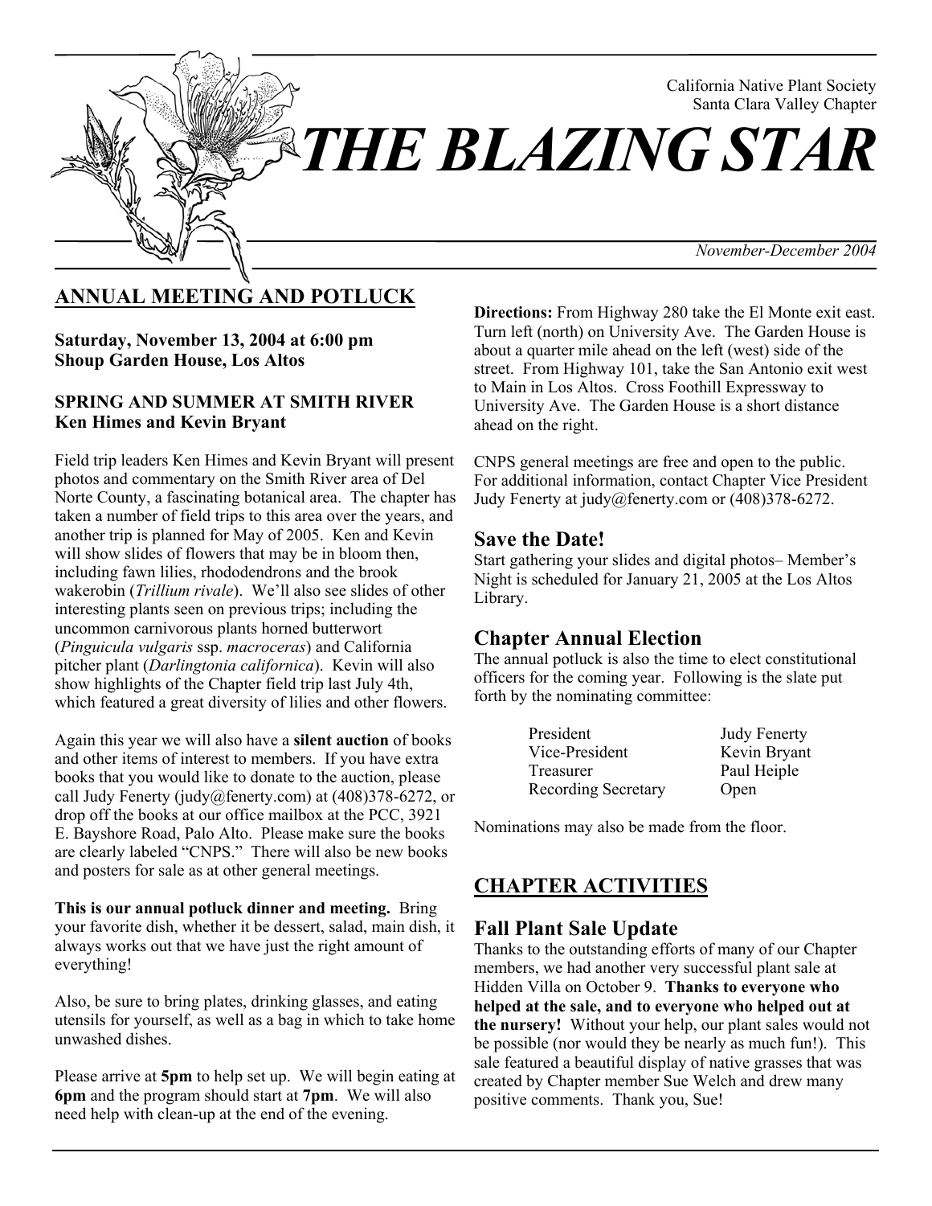California Native Plant Society
Santa Clara Valley Chapter

# THE BLAZING STAR

*November-December 2004*

## ANNUAL MEETING AND POTLUCK

**Saturday, November 13, 2004 at 6:00 pm**
**Shoup Garden House, Los Altos**

**SPRING AND SUMMER AT SMITH RIVER**
**Ken Himes and Kevin Bryant**

Field trip leaders Ken Himes and Kevin Bryant will present photos and commentary on the Smith River area of Del Norte County, a fascinating botanical area. The chapter has taken a number of field trips to this area over the years, and another trip is planned for May of 2005. Ken and Kevin will show slides of flowers that may be in bloom then, including fawn lilies, rhododendrons and the brook wakerobin (*Trillium rivale*). We'll also see slides of other interesting plants seen on previous trips; including the uncommon carnivorous plants horned butterwort (*Pinguicula vulgaris* ssp. *macroceras*) and California pitcher plant (*Darlingtonia californica*). Kevin will also show highlights of the Chapter field trip last July 4th, which featured a great diversity of lilies and other flowers.

Again this year we will also have a **silent auction** of books and other items of interest to members. If you have extra books that you would like to donate to the auction, please call Judy Fenerty (judy@fenerty.com) at (408)378-6272, or drop off the books at our office mailbox at the PCC, 3921 E. Bayshore Road, Palo Alto. Please make sure the books are clearly labeled "CNPS." There will also be new books and posters for sale as at other general meetings.

**This is our annual potluck dinner and meeting.** Bring your favorite dish, whether it be dessert, salad, main dish, it always works out that we have just the right amount of everything!

Also, be sure to bring plates, drinking glasses, and eating utensils for yourself, as well as a bag in which to take home unwashed dishes.

Please arrive at **5pm** to help set up. We will begin eating at **6pm** and the program should start at **7pm**. We will also need help with clean-up at the end of the evening.

**Directions:** From Highway 280 take the El Monte exit east. Turn left (north) on University Ave. The Garden House is about a quarter mile ahead on the left (west) side of the street. From Highway 101, take the San Antonio exit west to Main in Los Altos. Cross Foothill Expressway to University Ave. The Garden House is a short distance ahead on the right.

CNPS general meetings are free and open to the public. For additional information, contact Chapter Vice President Judy Fenerty at judy@fenerty.com or (408)378-6272.

### Save the Date!

Start gathering your slides and digital photos– Member's Night is scheduled for January 21, 2005 at the Los Altos Library.

### Chapter Annual Election

The annual potluck is also the time to elect constitutional officers for the coming year. Following is the slate put forth by the nominating committee:

| | |
|---|---|
| President | Judy Fenerty |
| Vice-President | Kevin Bryant |
| Treasurer | Paul Heiple |
| Recording Secretary | Open |

Nominations may also be made from the floor.

## CHAPTER ACTIVITIES

### Fall Plant Sale Update

Thanks to the outstanding efforts of many of our Chapter members, we had another very successful plant sale at Hidden Villa on October 9. **Thanks to everyone who helped at the sale, and to everyone who helped out at the nursery!** Without your help, our plant sales would not be possible (nor would they be nearly as much fun!). This sale featured a beautiful display of native grasses that was created by Chapter member Sue Welch and drew many positive comments. Thank you, Sue!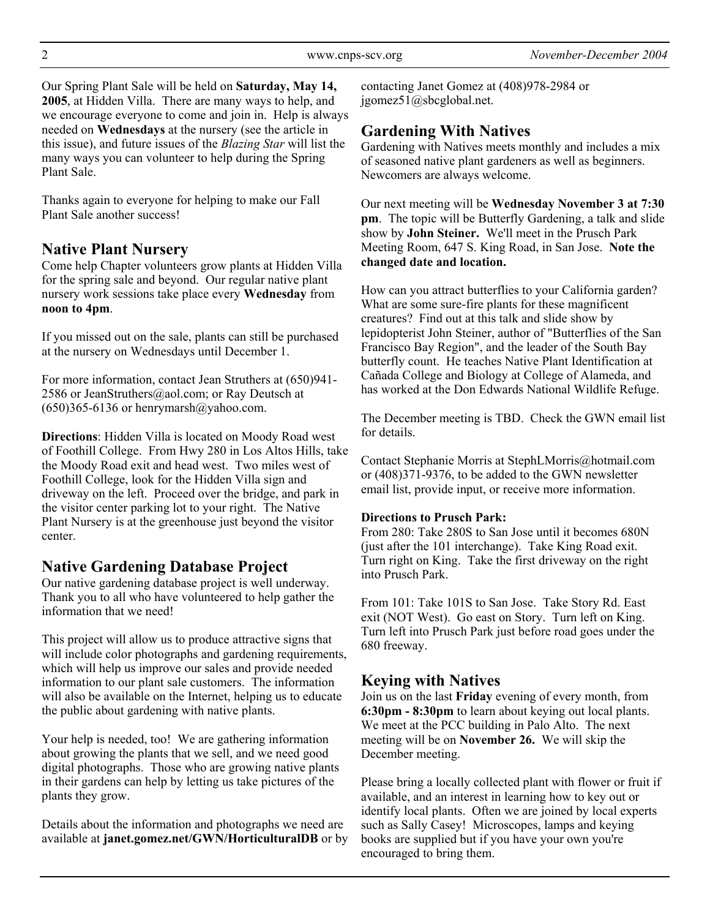Our Spring Plant Sale will be held on **Saturday, May 14, 2005**, at Hidden Villa. There are many ways to help, and we encourage everyone to come and join in. Help is always needed on **Wednesdays** at the nursery (see the article in this issue), and future issues of the *Blazing Star* will list the many ways you can volunteer to help during the Spring Plant Sale.

Thanks again to everyone for helping to make our Fall Plant Sale another success!

## Native Plant Nursery

Come help Chapter volunteers grow plants at Hidden Villa for the spring sale and beyond. Our regular native plant nursery work sessions take place every **Wednesday** from **noon to 4pm**.

If you missed out on the sale, plants can still be purchased at the nursery on Wednesdays until December 1.

For more information, contact Jean Struthers at (650)941-2586 or JeanStruthers@aol.com; or Ray Deutsch at (650)365-6136 or henrymarsh@yahoo.com.

**Directions**: Hidden Villa is located on Moody Road west of Foothill College. From Hwy 280 in Los Altos Hills, take the Moody Road exit and head west. Two miles west of Foothill College, look for the Hidden Villa sign and driveway on the left. Proceed over the bridge, and park in the visitor center parking lot to your right. The Native Plant Nursery is at the greenhouse just beyond the visitor center.

## Native Gardening Database Project

Our native gardening database project is well underway. Thank you to all who have volunteered to help gather the information that we need!

This project will allow us to produce attractive signs that will include color photographs and gardening requirements, which will help us improve our sales and provide needed information to our plant sale customers. The information will also be available on the Internet, helping us to educate the public about gardening with native plants.

Your help is needed, too! We are gathering information about growing the plants that we sell, and we need good digital photographs. Those who are growing native plants in their gardens can help by letting us take pictures of the plants they grow.

Details about the information and photographs we need are available at **janet.gomez.net/GWN/HorticulturalDB** or by contacting Janet Gomez at (408)978-2984 or jgomez51@sbcglobal.net.

## Gardening With Natives

Gardening with Natives meets monthly and includes a mix of seasoned native plant gardeners as well as beginners. Newcomers are always welcome.

Our next meeting will be **Wednesday November 3 at 7:30 pm**. The topic will be Butterfly Gardening, a talk and slide show by **John Steiner.** We'll meet in the Prusch Park Meeting Room, 647 S. King Road, in San Jose. **Note the changed date and location.**

How can you attract butterflies to your California garden? What are some sure-fire plants for these magnificent creatures? Find out at this talk and slide show by lepidopterist John Steiner, author of "Butterflies of the San Francisco Bay Region", and the leader of the South Bay butterfly count. He teaches Native Plant Identification at Cañada College and Biology at College of Alameda, and has worked at the Don Edwards National Wildlife Refuge.

The December meeting is TBD. Check the GWN email list for details.

Contact Stephanie Morris at StephLMorris@hotmail.com or (408)371-9376, to be added to the GWN newsletter email list, provide input, or receive more information.

**Directions to Prusch Park:**

From 280: Take 280S to San Jose until it becomes 680N (just after the 101 interchange). Take King Road exit. Turn right on King. Take the first driveway on the right into Prusch Park.

From 101: Take 101S to San Jose. Take Story Rd. East exit (NOT West). Go east on Story. Turn left on King. Turn left into Prusch Park just before road goes under the 680 freeway.

## Keying with Natives

Join us on the last **Friday** evening of every month, from **6:30pm - 8:30pm** to learn about keying out local plants. We meet at the PCC building in Palo Alto. The next meeting will be on **November 26.** We will skip the December meeting.

Please bring a locally collected plant with flower or fruit if available, and an interest in learning how to key out or identify local plants. Often we are joined by local experts such as Sally Casey! Microscopes, lamps and keying books are supplied but if you have your own you're encouraged to bring them.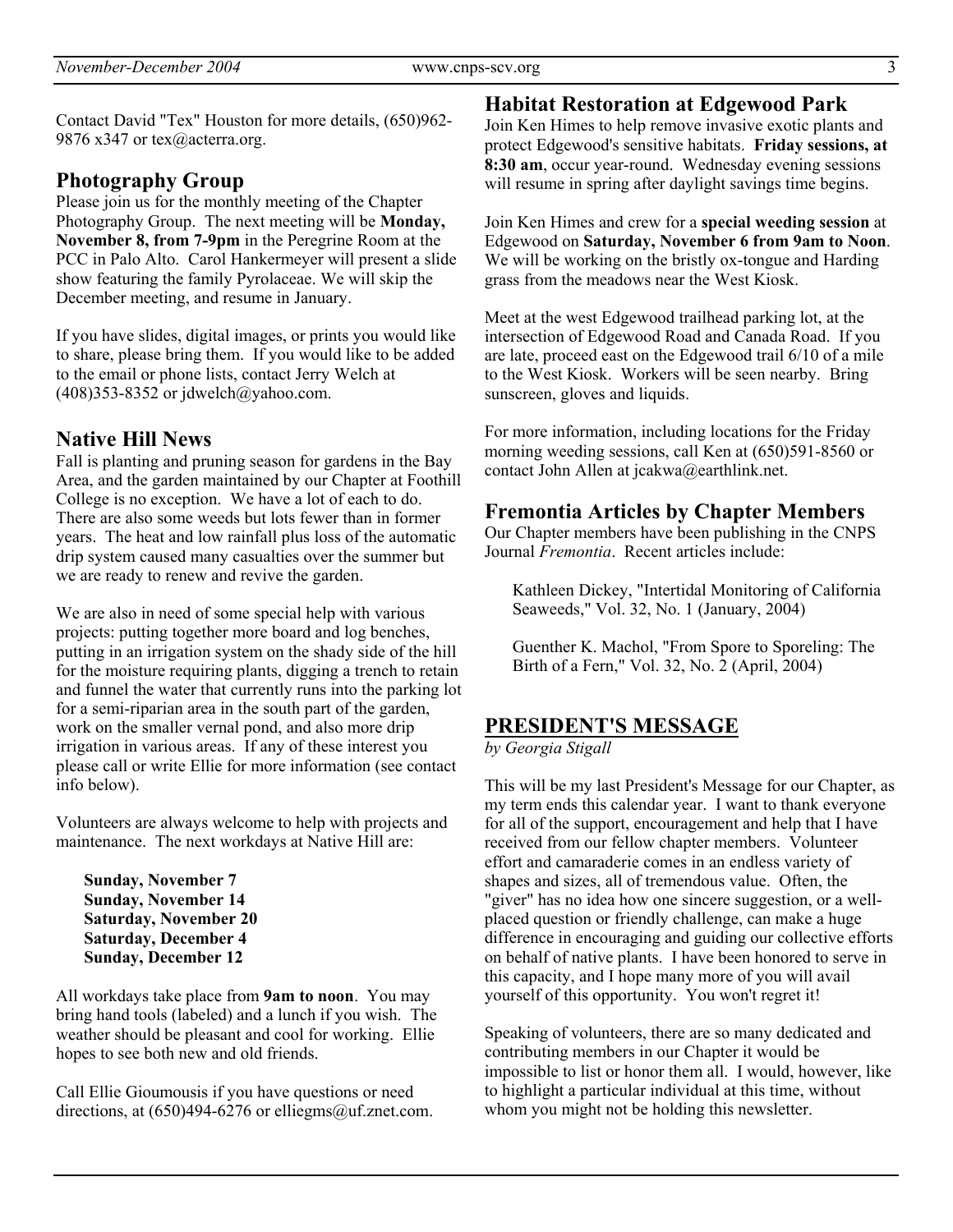Contact David "Tex" Houston for more details, (650)962-9876 x347 or tex@acterra.org.

## Photography Group

Please join us for the monthly meeting of the Chapter Photography Group. The next meeting will be **Monday, November 8, from 7-9pm** in the Peregrine Room at the PCC in Palo Alto. Carol Hankermeyer will present a slide show featuring the family Pyrolaceae. We will skip the December meeting, and resume in January.

If you have slides, digital images, or prints you would like to share, please bring them. If you would like to be added to the email or phone lists, contact Jerry Welch at (408)353-8352 or jdwelch@yahoo.com.

## Native Hill News

Fall is planting and pruning season for gardens in the Bay Area, and the garden maintained by our Chapter at Foothill College is no exception. We have a lot of each to do. There are also some weeds but lots fewer than in former years. The heat and low rainfall plus loss of the automatic drip system caused many casualties over the summer but we are ready to renew and revive the garden.

We are also in need of some special help with various projects: putting together more board and log benches, putting in an irrigation system on the shady side of the hill for the moisture requiring plants, digging a trench to retain and funnel the water that currently runs into the parking lot for a semi-riparian area in the south part of the garden, work on the smaller vernal pond, and also more drip irrigation in various areas. If any of these interest you please call or write Ellie for more information (see contact info below).

Volunteers are always welcome to help with projects and maintenance. The next workdays at Native Hill are:

**Sunday, November 7**
**Sunday, November 14**
**Saturday, November 20**
**Saturday, December 4**
**Sunday, December 12**

All workdays take place from **9am to noon**. You may bring hand tools (labeled) and a lunch if you wish. The weather should be pleasant and cool for working. Ellie hopes to see both new and old friends.

Call Ellie Gioumousis if you have questions or need directions, at (650)494-6276 or elliegms@uf.znet.com.

## Habitat Restoration at Edgewood Park

Join Ken Himes to help remove invasive exotic plants and protect Edgewood's sensitive habitats. **Friday sessions, at 8:30 am**, occur year-round. Wednesday evening sessions will resume in spring after daylight savings time begins.

Join Ken Himes and crew for a **special weeding session** at Edgewood on **Saturday, November 6 from 9am to Noon**. We will be working on the bristly ox-tongue and Harding grass from the meadows near the West Kiosk.

Meet at the west Edgewood trailhead parking lot, at the intersection of Edgewood Road and Canada Road. If you are late, proceed east on the Edgewood trail 6/10 of a mile to the West Kiosk. Workers will be seen nearby. Bring sunscreen, gloves and liquids.

For more information, including locations for the Friday morning weeding sessions, call Ken at (650)591-8560 or contact John Allen at jcakwa@earthlink.net.

## Fremontia Articles by Chapter Members

Our Chapter members have been publishing in the CNPS Journal *Fremontia*. Recent articles include:

Kathleen Dickey, "Intertidal Monitoring of California Seaweeds," Vol. 32, No. 1 (January, 2004)

Guenther K. Machol, "From Spore to Sporeling: The Birth of a Fern," Vol. 32, No. 2 (April, 2004)

## PRESIDENT'S MESSAGE

*by Georgia Stigall*

This will be my last President's Message for our Chapter, as my term ends this calendar year. I want to thank everyone for all of the support, encouragement and help that I have received from our fellow chapter members. Volunteer effort and camaraderie comes in an endless variety of shapes and sizes, all of tremendous value. Often, the "giver" has no idea how one sincere suggestion, or a well-placed question or friendly challenge, can make a huge difference in encouraging and guiding our collective efforts on behalf of native plants. I have been honored to serve in this capacity, and I hope many more of you will avail yourself of this opportunity. You won't regret it!

Speaking of volunteers, there are so many dedicated and contributing members in our Chapter it would be impossible to list or honor them all. I would, however, like to highlight a particular individual at this time, without whom you might not be holding this newsletter.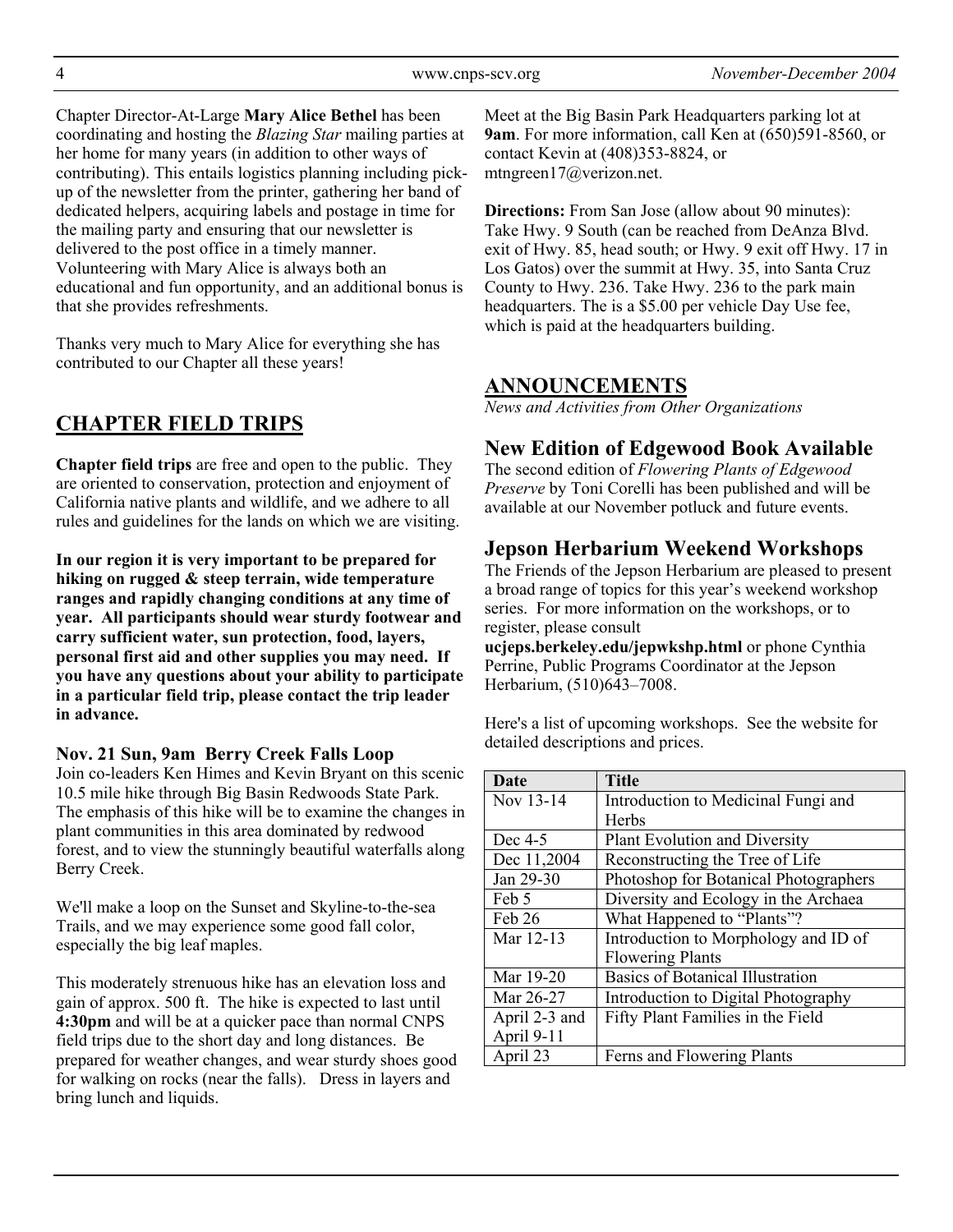Chapter Director-At-Large **Mary Alice Bethel** has been coordinating and hosting the *Blazing Star* mailing parties at her home for many years (in addition to other ways of contributing). This entails logistics planning including pick-up of the newsletter from the printer, gathering her band of dedicated helpers, acquiring labels and postage in time for the mailing party and ensuring that our newsletter is delivered to the post office in a timely manner. Volunteering with Mary Alice is always both an educational and fun opportunity, and an additional bonus is that she provides refreshments.

Thanks very much to Mary Alice for everything she has contributed to our Chapter all these years!

## CHAPTER FIELD TRIPS

**Chapter field trips** are free and open to the public. They are oriented to conservation, protection and enjoyment of California native plants and wildlife, and we adhere to all rules and guidelines for the lands on which we are visiting.

**In our region it is very important to be prepared for hiking on rugged & steep terrain, wide temperature ranges and rapidly changing conditions at any time of year. All participants should wear sturdy footwear and carry sufficient water, sun protection, food, layers, personal first aid and other supplies you may need. If you have any questions about your ability to participate in a particular field trip, please contact the trip leader in advance.**

### Nov. 21 Sun, 9am Berry Creek Falls Loop

Join co-leaders Ken Himes and Kevin Bryant on this scenic 10.5 mile hike through Big Basin Redwoods State Park. The emphasis of this hike will be to examine the changes in plant communities in this area dominated by redwood forest, and to view the stunningly beautiful waterfalls along Berry Creek.

We'll make a loop on the Sunset and Skyline-to-the-sea Trails, and we may experience some good fall color, especially the big leaf maples.

This moderately strenuous hike has an elevation loss and gain of approx. 500 ft. The hike is expected to last until **4:30pm** and will be at a quicker pace than normal CNPS field trips due to the short day and long distances. Be prepared for weather changes, and wear sturdy shoes good for walking on rocks (near the falls). Dress in layers and bring lunch and liquids.

Meet at the Big Basin Park Headquarters parking lot at **9am**. For more information, call Ken at (650)591-8560, or contact Kevin at (408)353-8824, or mtngreen17@verizon.net.

**Directions:** From San Jose (allow about 90 minutes): Take Hwy. 9 South (can be reached from DeAnza Blvd. exit of Hwy. 85, head south; or Hwy. 9 exit off Hwy. 17 in Los Gatos) over the summit at Hwy. 35, into Santa Cruz County to Hwy. 236. Take Hwy. 236 to the park main headquarters. The is a $5.00 per vehicle Day Use fee, which is paid at the headquarters building.

## ANNOUNCEMENTS

*News and Activities from Other Organizations*

### New Edition of Edgewood Book Available

The second edition of *Flowering Plants of Edgewood Preserve* by Toni Corelli has been published and will be available at our November potluck and future events.

### Jepson Herbarium Weekend Workshops

The Friends of the Jepson Herbarium are pleased to present a broad range of topics for this year's weekend workshop series. For more information on the workshops, or to register, please consult **ucjeps.berkeley.edu/jepwkshp.html** or phone Cynthia Perrine, Public Programs Coordinator at the Jepson Herbarium, (510)643–7008.

Here's a list of upcoming workshops. See the website for detailed descriptions and prices.

| Date | Title |
|---|---|
| Nov 13-14 | Introduction to Medicinal Fungi and Herbs |
| Dec 4-5 | Plant Evolution and Diversity |
| Dec 11,2004 | Reconstructing the Tree of Life |
| Jan 29-30 | Photoshop for Botanical Photographers |
| Feb 5 | Diversity and Ecology in the Archaea |
| Feb 26 | What Happened to "Plants"? |
| Mar 12-13 | Introduction to Morphology and ID of Flowering Plants |
| Mar 19-20 | Basics of Botanical Illustration |
| Mar 26-27 | Introduction to Digital Photography |
| April 2-3 and April 9-11 | Fifty Plant Families in the Field |
| April 23 | Ferns and Flowering Plants |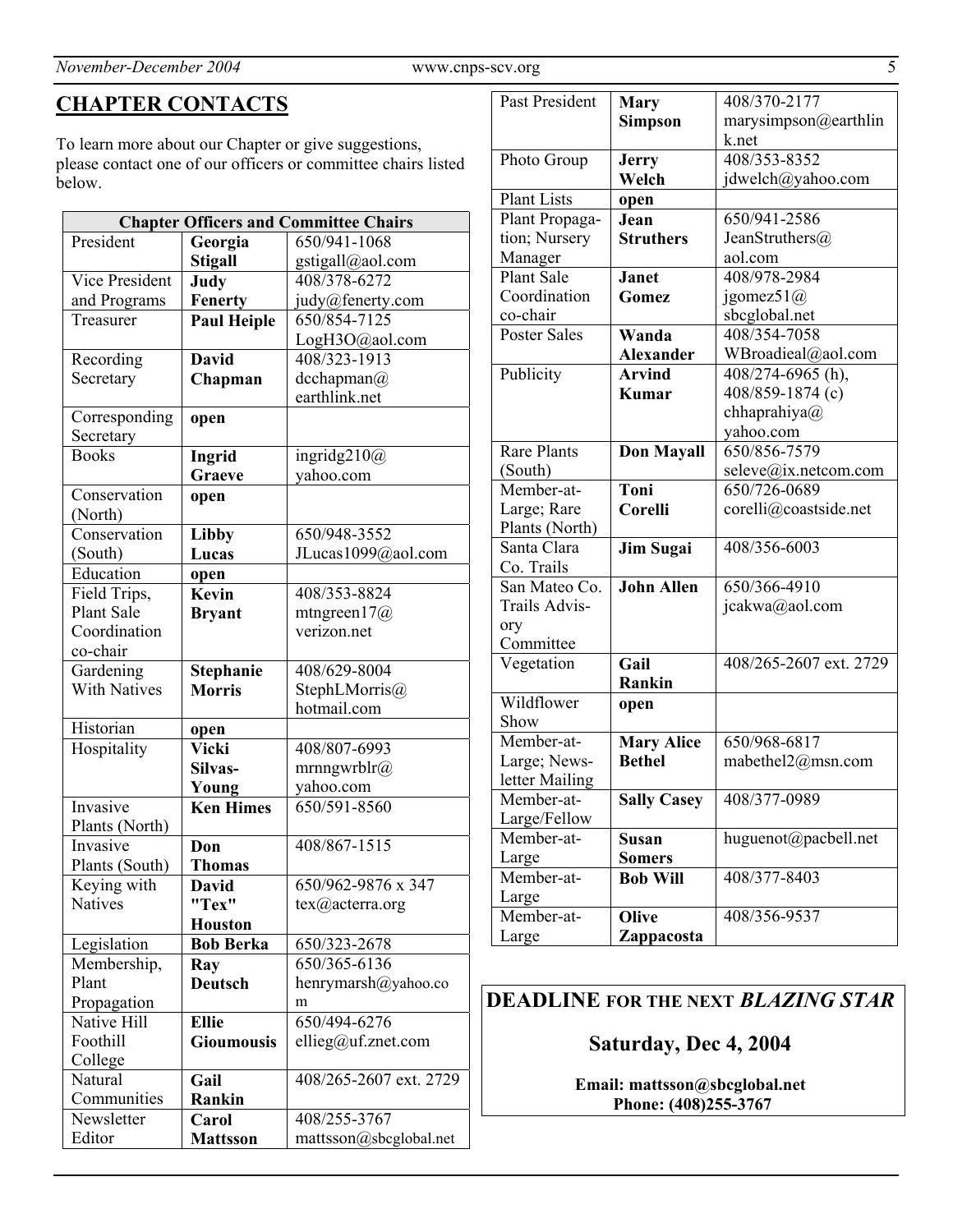## CHAPTER CONTACTS

To learn more about our Chapter or give suggestions, please contact one of our officers or committee chairs listed below.

| Chapter Officers and Committee Chairs | | |
|---|---|---|
| President | **Georgia Stigall** | 650/941-1068 gstigall@aol.com |
| Vice President and Programs | **Judy Fenerty** | 408/378-6272 judy@fenerty.com |
| Treasurer | **Paul Heiple** | 650/854-7125 LogH3O@aol.com |
| Recording Secretary | **David Chapman** | 408/323-1913 dcchapman@earthlink.net |
| Corresponding Secretary | **open** | |
| Books | **Ingrid Graeve** | ingridg210@yahoo.com |
| Conservation (North) | **open** | |
| Conservation (South) | **Libby Lucas** | 650/948-3552 JLucas1099@aol.com |
| Education | **open** | |
| Field Trips, Plant Sale Coordination co-chair | **Kevin Bryant** | 408/353-8824 mtngreen17@verizon.net |
| Gardening With Natives | **Stephanie Morris** | 408/629-8004 StephLMorris@hotmail.com |
| Historian | **open** | |
| Hospitality | **Vicki Silvas-Young** | 408/807-6993 mrnngwrblr@yahoo.com |
| Invasive Plants (North) | **Ken Himes** | 650/591-8560 |
| Invasive Plants (South) | **Don Thomas** | 408/867-1515 |
| Keying with Natives | **David "Tex" Houston** | 650/962-9876 x 347 tex@acterra.org |
| Legislation | **Bob Berka** | 650/323-2678 |
| Membership, Plant Propagation | **Ray Deutsch** | 650/365-6136 henrymarsh@yahoo.com |
| Native Hill Foothill College | **Ellie Gioumousis** | 650/494-6276 ellieg@uf.znet.com |
| Natural Communities | **Gail Rankin** | 408/265-2607 ext. 2729 |
| Newsletter Editor | **Carol Mattsson** | 408/255-3767 mattsson@sbcglobal.net |
| Past President | **Mary Simpson** | 408/370-2177 marysimpson@earthlink.net |
| Photo Group | **Jerry Welch** | 408/353-8352 jdwelch@yahoo.com |
| Plant Lists | **open** | |
| Plant Propagation; Nursery Manager | **Jean Struthers** | 650/941-2586 JeanStruthers@aol.com |
| Plant Sale Coordination co-chair | **Janet Gomez** | 408/978-2984 jgomez51@sbcglobal.net |
| Poster Sales | **Wanda Alexander** | 408/354-7058 WBroadieal@aol.com |
| Publicity | **Arvind Kumar** | 408/274-6965 (h), 408/859-1874 (c) chhaprahiya@yahoo.com |
| Rare Plants (South) | **Don Mayall** | 650/856-7579 seleve@ix.netcom.com |
| Member-at-Large; Rare Plants (North) | **Toni Corelli** | 650/726-0689 corelli@coastside.net |
| Santa Clara Co. Trails | **Jim Sugai** | 408/356-6003 |
| San Mateo Co. Trails Advisory Committee | **John Allen** | 650/366-4910 jcakwa@aol.com |
| Vegetation | **Gail Rankin** | 408/265-2607 ext. 2729 |
| Wildflower Show | **open** | |
| Member-at-Large; Newsletter Mailing | **Mary Alice Bethel** | 650/968-6817 mabethel2@msn.com |
| Member-at-Large/Fellow | **Sally Casey** | 408/377-0989 |
| Member-at-Large | **Susan Somers** | huguenot@pacbell.net |
| Member-at-Large | **Bob Will** | 408/377-8403 |
| Member-at-Large | **Olive Zappacosta** | 408/356-9537 |

**DEADLINE FOR THE NEXT *BLAZING STAR***

**Saturday, Dec 4, 2004**

**Email: mattsson@sbcglobal.net**
**Phone: (408)255-3767**